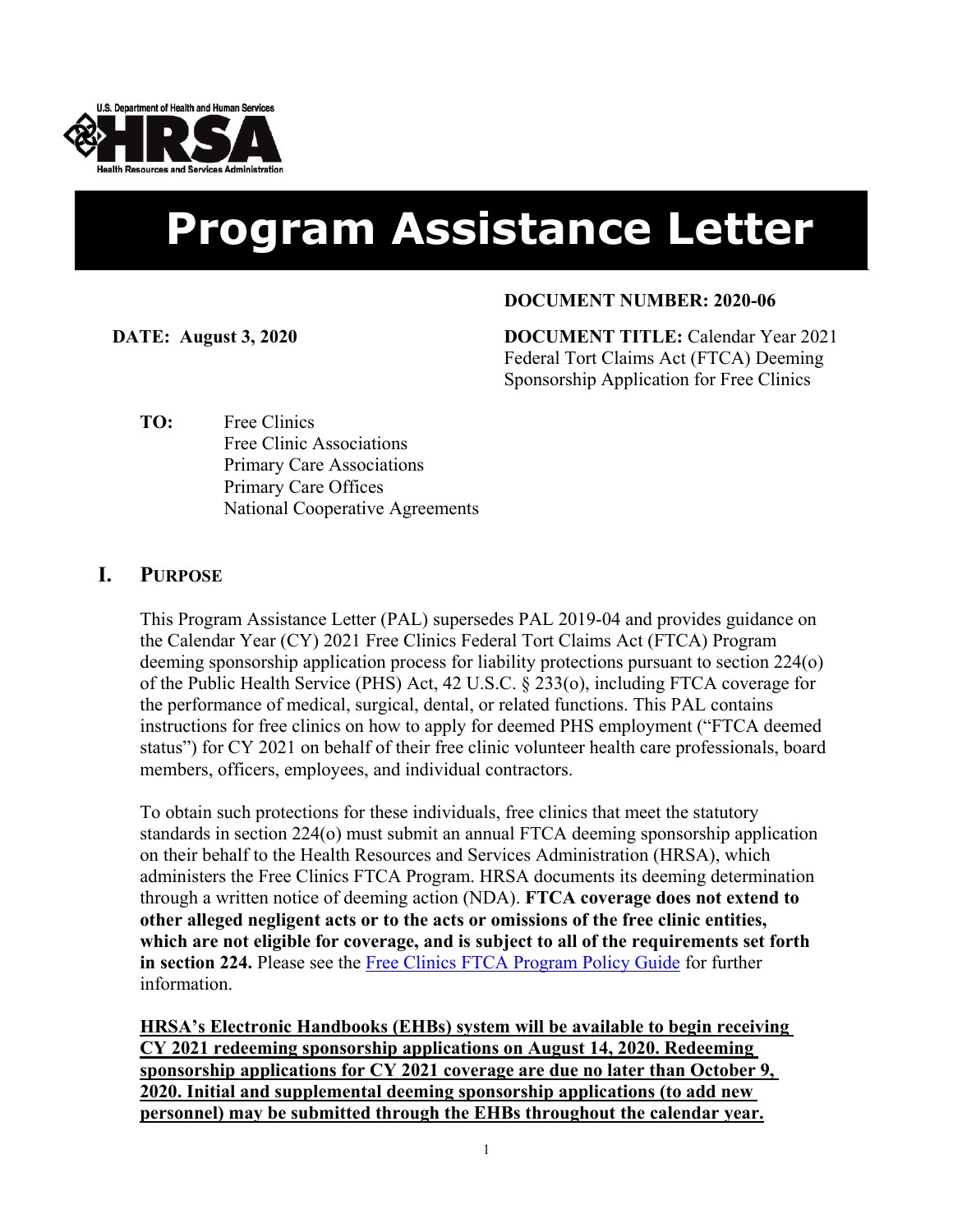U.S. Department of Health and Human Services

HRSA

Health Resources and Services Administration

# Program Assistance Letter

**DOCUMENT NUMBER: 2020-06**

**DATE: August 3, 2020**

**DOCUMENT TITLE:** Calendar Year 2021 Federal Tort Claims Act (FTCA) Deeming Sponsorship Application for Free Clinics

**TO:** Free Clinics
Free Clinic Associations
Primary Care Associations
Primary Care Offices
National Cooperative Agreements

## I. PURPOSE

This Program Assistance Letter (PAL) supersedes PAL 2019-04 and provides guidance on the Calendar Year (CY) 2021 Free Clinics Federal Tort Claims Act (FTCA) Program deeming sponsorship application process for liability protections pursuant to section 224(o) of the Public Health Service (PHS) Act, 42 U.S.C. § 233(o), including FTCA coverage for the performance of medical, surgical, dental, or related functions. This PAL contains instructions for free clinics on how to apply for deemed PHS employment ("FTCA deemed status") for CY 2021 on behalf of their free clinic volunteer health care professionals, board members, officers, employees, and individual contractors.

To obtain such protections for these individuals, free clinics that meet the statutory standards in section 224(o) must submit an annual FTCA deeming sponsorship application on their behalf to the Health Resources and Services Administration (HRSA), which administers the Free Clinics FTCA Program. HRSA documents its deeming determination through a written notice of deeming action (NDA). **FTCA coverage does not extend to other alleged negligent acts or to the acts or omissions of the free clinic entities, which are not eligible for coverage, and is subject to all of the requirements set forth in section 224.** Please see the Free Clinics FTCA Program Policy Guide for further information.

**HRSA's Electronic Handbooks (EHBs) system will be available to begin receiving CY 2021 redeeming sponsorship applications on August 14, 2020. Redeeming sponsorship applications for CY 2021 coverage are due no later than October 9, 2020. Initial and supplemental deeming sponsorship applications (to add new personnel) may be submitted through the EHBs throughout the calendar year.**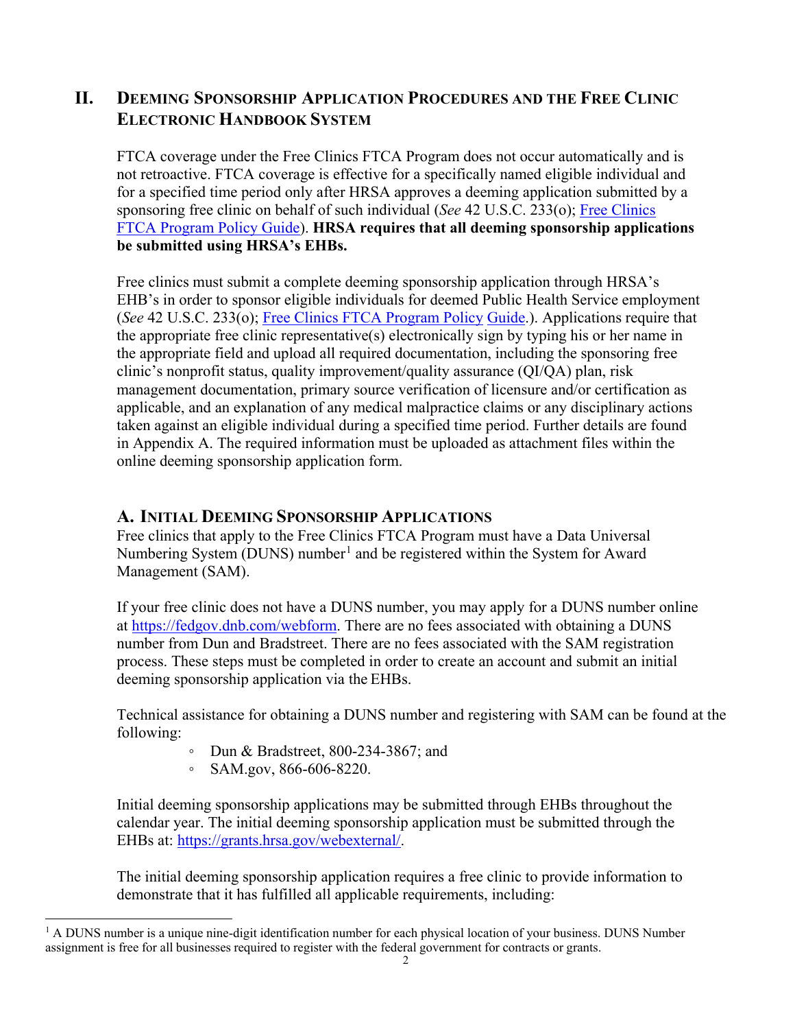## II. Deeming Sponsorship Application Procedures and the Free Clinic Electronic Handbook System

FTCA coverage under the Free Clinics FTCA Program does not occur automatically and is not retroactive. FTCA coverage is effective for a specifically named eligible individual and for a specified time period only after HRSA approves a deeming application submitted by a sponsoring free clinic on behalf of such individual (*See* 42 U.S.C. 233(o); Free Clinics FTCA Program Policy Guide). **HRSA requires that all deeming sponsorship applications be submitted using HRSA's EHBs.**

Free clinics must submit a complete deeming sponsorship application through HRSA's EHB's in order to sponsor eligible individuals for deemed Public Health Service employment (*See* 42 U.S.C. 233(o); Free Clinics FTCA Program Policy Guide.). Applications require that the appropriate free clinic representative(s) electronically sign by typing his or her name in the appropriate field and upload all required documentation, including the sponsoring free clinic's nonprofit status, quality improvement/quality assurance (QI/QA) plan, risk management documentation, primary source verification of licensure and/or certification as applicable, and an explanation of any medical malpractice claims or any disciplinary actions taken against an eligible individual during a specified time period. Further details are found in Appendix A. The required information must be uploaded as attachment files within the online deeming sponsorship application form.

### A. Initial Deeming Sponsorship Applications

Free clinics that apply to the Free Clinics FTCA Program must have a Data Universal Numbering System (DUNS) number[1] and be registered within the System for Award Management (SAM).

If your free clinic does not have a DUNS number, you may apply for a DUNS number online at https://fedgov.dnb.com/webform. There are no fees associated with obtaining a DUNS number from Dun and Bradstreet. There are no fees associated with the SAM registration process. These steps must be completed in order to create an account and submit an initial deeming sponsorship application via the EHBs.

Technical assistance for obtaining a DUNS number and registering with SAM can be found at the following:

- Dun & Bradstreet, 800-234-3867; and
- SAM.gov, 866-606-8220.

Initial deeming sponsorship applications may be submitted through EHBs throughout the calendar year. The initial deeming sponsorship application must be submitted through the EHBs at: https://grants.hrsa.gov/webexternal/.

The initial deeming sponsorship application requires a free clinic to provide information to demonstrate that it has fulfilled all applicable requirements, including:

[1] A DUNS number is a unique nine-digit identification number for each physical location of your business. DUNS Number assignment is free for all businesses required to register with the federal government for contracts or grants.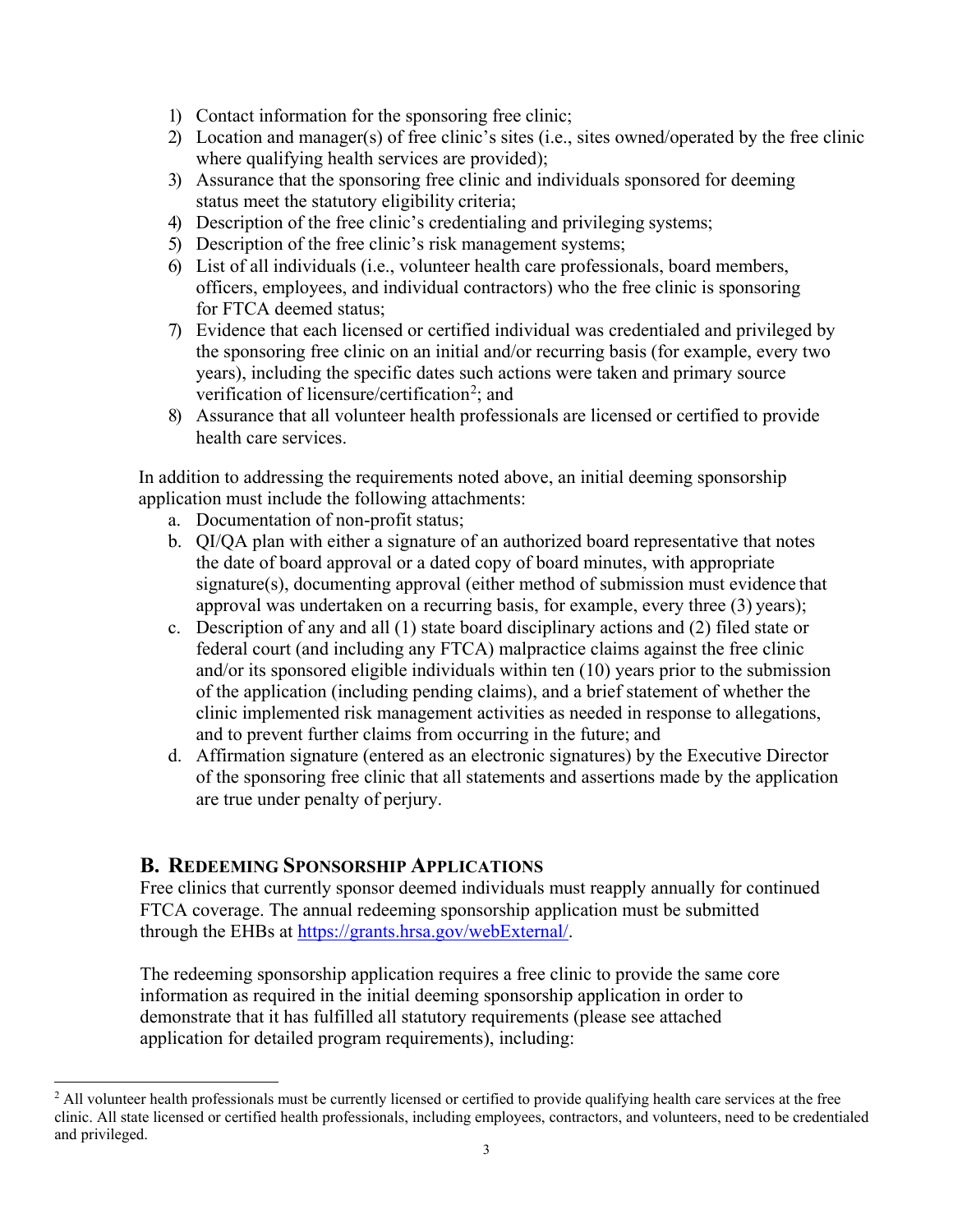1) Contact information for the sponsoring free clinic;
2) Location and manager(s) of free clinic's sites (i.e., sites owned/operated by the free clinic where qualifying health services are provided);
3) Assurance that the sponsoring free clinic and individuals sponsored for deeming status meet the statutory eligibility criteria;
4) Description of the free clinic's credentialing and privileging systems;
5) Description of the free clinic's risk management systems;
6) List of all individuals (i.e., volunteer health care professionals, board members, officers, employees, and individual contractors) who the free clinic is sponsoring for FTCA deemed status;
7) Evidence that each licensed or certified individual was credentialed and privileged by the sponsoring free clinic on an initial and/or recurring basis (for example, every two years), including the specific dates such actions were taken and primary source verification of licensure/certification[2]; and
8) Assurance that all volunteer health professionals are licensed or certified to provide health care services.

In addition to addressing the requirements noted above, an initial deeming sponsorship application must include the following attachments:

a. Documentation of non-profit status;
b. QI/QA plan with either a signature of an authorized board representative that notes the date of board approval or a dated copy of board minutes, with appropriate signature(s), documenting approval (either method of submission must evidence that approval was undertaken on a recurring basis, for example, every three (3) years);
c. Description of any and all (1) state board disciplinary actions and (2) filed state or federal court (and including any FTCA) malpractice claims against the free clinic and/or its sponsored eligible individuals within ten (10) years prior to the submission of the application (including pending claims), and a brief statement of whether the clinic implemented risk management activities as needed in response to allegations, and to prevent further claims from occurring in the future; and
d. Affirmation signature (entered as an electronic signatures) by the Executive Director of the sponsoring free clinic that all statements and assertions made by the application are true under penalty of perjury.

## B. Redeeming Sponsorship Applications

Free clinics that currently sponsor deemed individuals must reapply annually for continued FTCA coverage. The annual redeeming sponsorship application must be submitted through the EHBs at https://grants.hrsa.gov/webExternal/.

The redeeming sponsorship application requires a free clinic to provide the same core information as required in the initial deeming sponsorship application in order to demonstrate that it has fulfilled all statutory requirements (please see attached application for detailed program requirements), including:

---

[2] All volunteer health professionals must be currently licensed or certified to provide qualifying health care services at the free clinic. All state licensed or certified health professionals, including employees, contractors, and volunteers, need to be credentialed and privileged.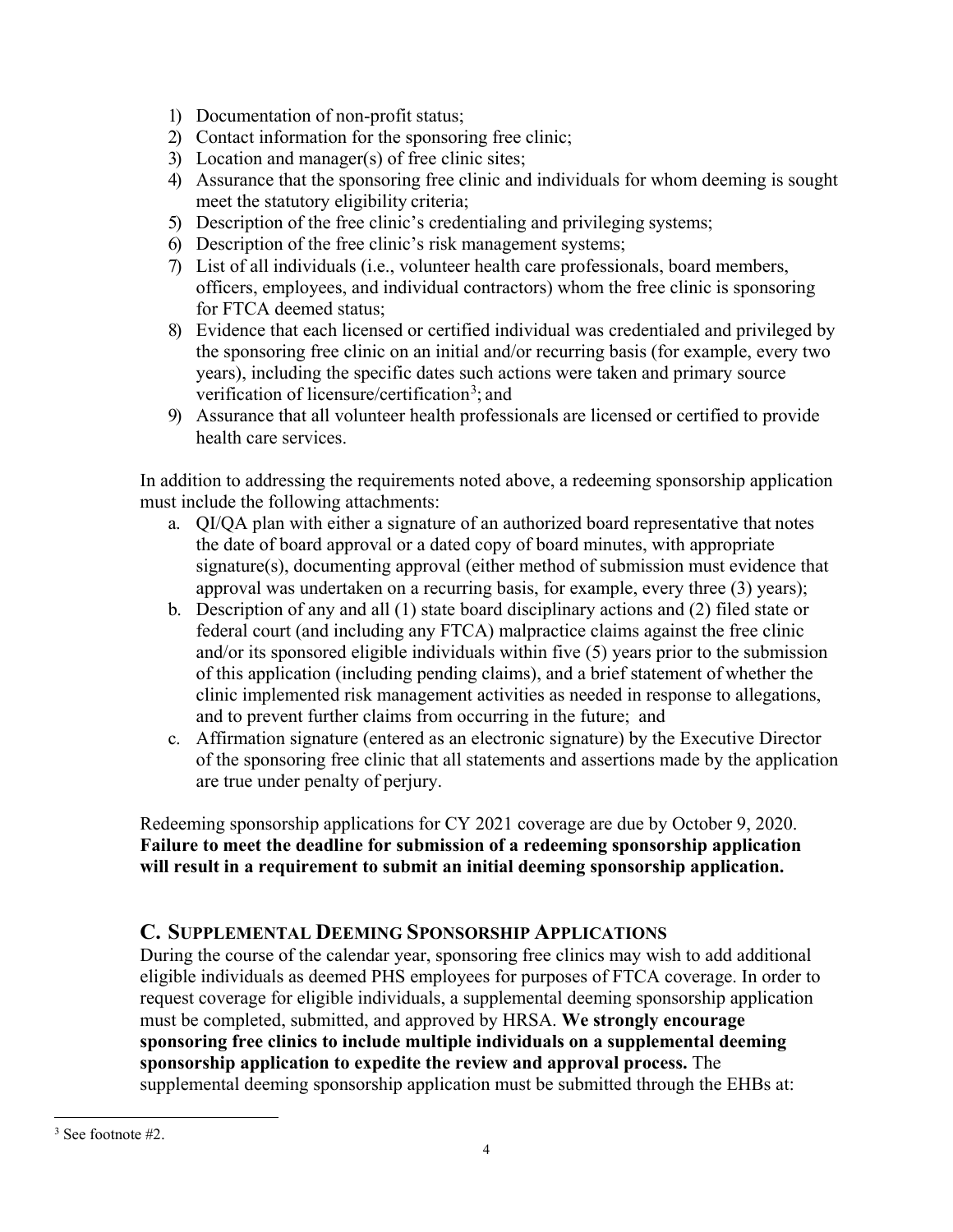1) Documentation of non-profit status;
2) Contact information for the sponsoring free clinic;
3) Location and manager(s) of free clinic sites;
4) Assurance that the sponsoring free clinic and individuals for whom deeming is sought meet the statutory eligibility criteria;
5) Description of the free clinic's credentialing and privileging systems;
6) Description of the free clinic's risk management systems;
7) List of all individuals (i.e., volunteer health care professionals, board members, officers, employees, and individual contractors) whom the free clinic is sponsoring for FTCA deemed status;
8) Evidence that each licensed or certified individual was credentialed and privileged by the sponsoring free clinic on an initial and/or recurring basis (for example, every two years), including the specific dates such actions were taken and primary source verification of licensure/certification[3]; and
9) Assurance that all volunteer health professionals are licensed or certified to provide health care services.

In addition to addressing the requirements noted above, a redeeming sponsorship application must include the following attachments:

a. QI/QA plan with either a signature of an authorized board representative that notes the date of board approval or a dated copy of board minutes, with appropriate signature(s), documenting approval (either method of submission must evidence that approval was undertaken on a recurring basis, for example, every three (3) years);
b. Description of any and all (1) state board disciplinary actions and (2) filed state or federal court (and including any FTCA) malpractice claims against the free clinic and/or its sponsored eligible individuals within five (5) years prior to the submission of this application (including pending claims), and a brief statement of whether the clinic implemented risk management activities as needed in response to allegations, and to prevent further claims from occurring in the future; and
c. Affirmation signature (entered as an electronic signature) by the Executive Director of the sponsoring free clinic that all statements and assertions made by the application are true under penalty of perjury.

Redeeming sponsorship applications for CY 2021 coverage are due by October 9, 2020. **Failure to meet the deadline for submission of a redeeming sponsorship application will result in a requirement to submit an initial deeming sponsorship application.**

## C. Supplemental Deeming Sponsorship Applications

During the course of the calendar year, sponsoring free clinics may wish to add additional eligible individuals as deemed PHS employees for purposes of FTCA coverage. In order to request coverage for eligible individuals, a supplemental deeming sponsorship application must be completed, submitted, and approved by HRSA. **We strongly encourage sponsoring free clinics to include multiple individuals on a supplemental deeming sponsorship application to expedite the review and approval process.** The supplemental deeming sponsorship application must be submitted through the EHBs at:

[3] See footnote #2.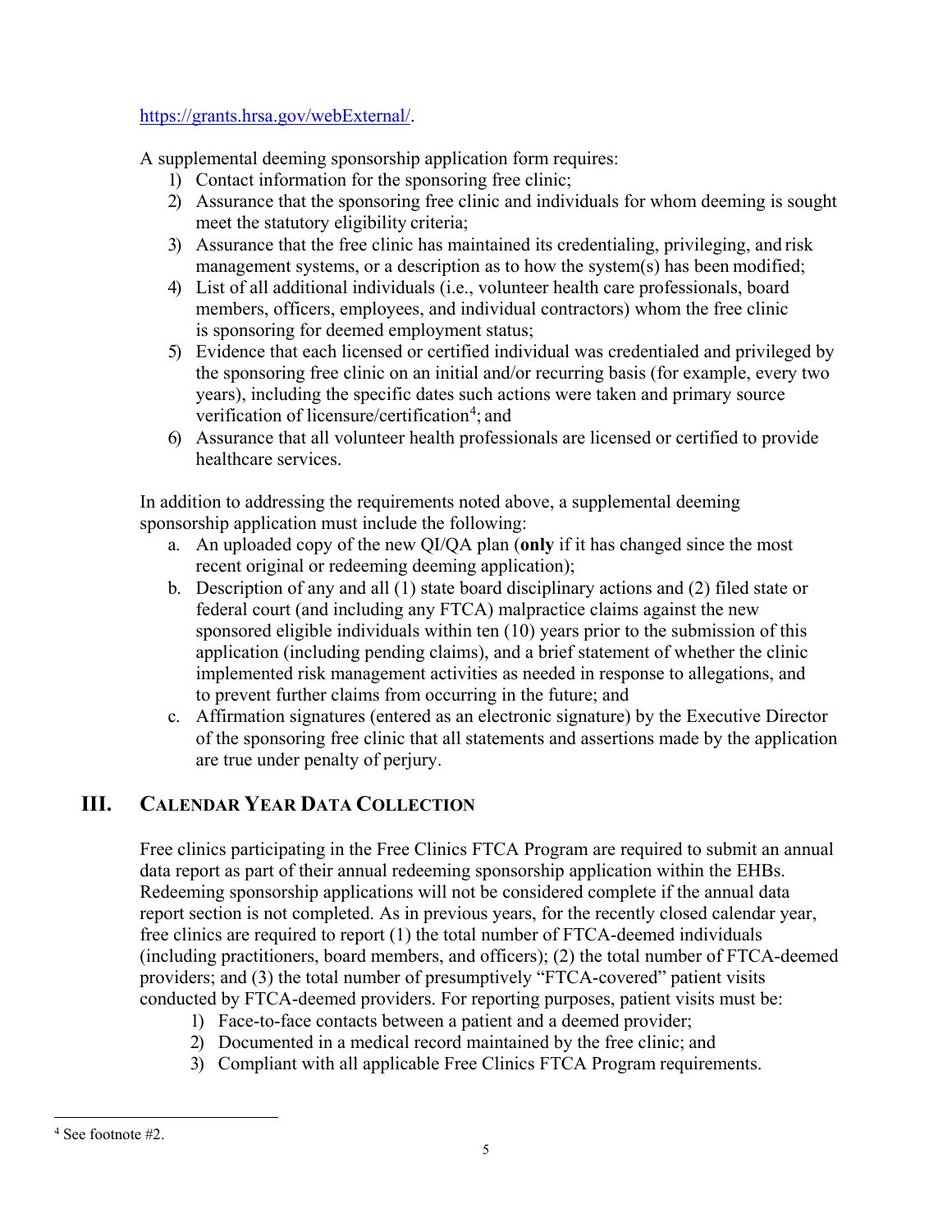https://grants.hrsa.gov/webExternal/.

A supplemental deeming sponsorship application form requires:

1) Contact information for the sponsoring free clinic;
2) Assurance that the sponsoring free clinic and individuals for whom deeming is sought meet the statutory eligibility criteria;
3) Assurance that the free clinic has maintained its credentialing, privileging, and risk management systems, or a description as to how the system(s) has been modified;
4) List of all additional individuals (i.e., volunteer health care professionals, board members, officers, employees, and individual contractors) whom the free clinic is sponsoring for deemed employment status;
5) Evidence that each licensed or certified individual was credentialed and privileged by the sponsoring free clinic on an initial and/or recurring basis (for example, every two years), including the specific dates such actions were taken and primary source verification of licensure/certification[4]; and
6) Assurance that all volunteer health professionals are licensed or certified to provide healthcare services.

In addition to addressing the requirements noted above, a supplemental deeming sponsorship application must include the following:

a. An uploaded copy of the new QI/QA plan (**only** if it has changed since the most recent original or redeeming deeming application);
b. Description of any and all (1) state board disciplinary actions and (2) filed state or federal court (and including any FTCA) malpractice claims against the new sponsored eligible individuals within ten (10) years prior to the submission of this application (including pending claims), and a brief statement of whether the clinic implemented risk management activities as needed in response to allegations, and to prevent further claims from occurring in the future; and
c. Affirmation signatures (entered as an electronic signature) by the Executive Director of the sponsoring free clinic that all statements and assertions made by the application are true under penalty of perjury.

## III. Calendar Year Data Collection

Free clinics participating in the Free Clinics FTCA Program are required to submit an annual data report as part of their annual redeeming sponsorship application within the EHBs. Redeeming sponsorship applications will not be considered complete if the annual data report section is not completed. As in previous years, for the recently closed calendar year, free clinics are required to report (1) the total number of FTCA-deemed individuals (including practitioners, board members, and officers); (2) the total number of FTCA-deemed providers; and (3) the total number of presumptively "FTCA-covered" patient visits conducted by FTCA-deemed providers. For reporting purposes, patient visits must be:

1) Face-to-face contacts between a patient and a deemed provider;
2) Documented in a medical record maintained by the free clinic; and
3) Compliant with all applicable Free Clinics FTCA Program requirements.

---

[4] See footnote #2.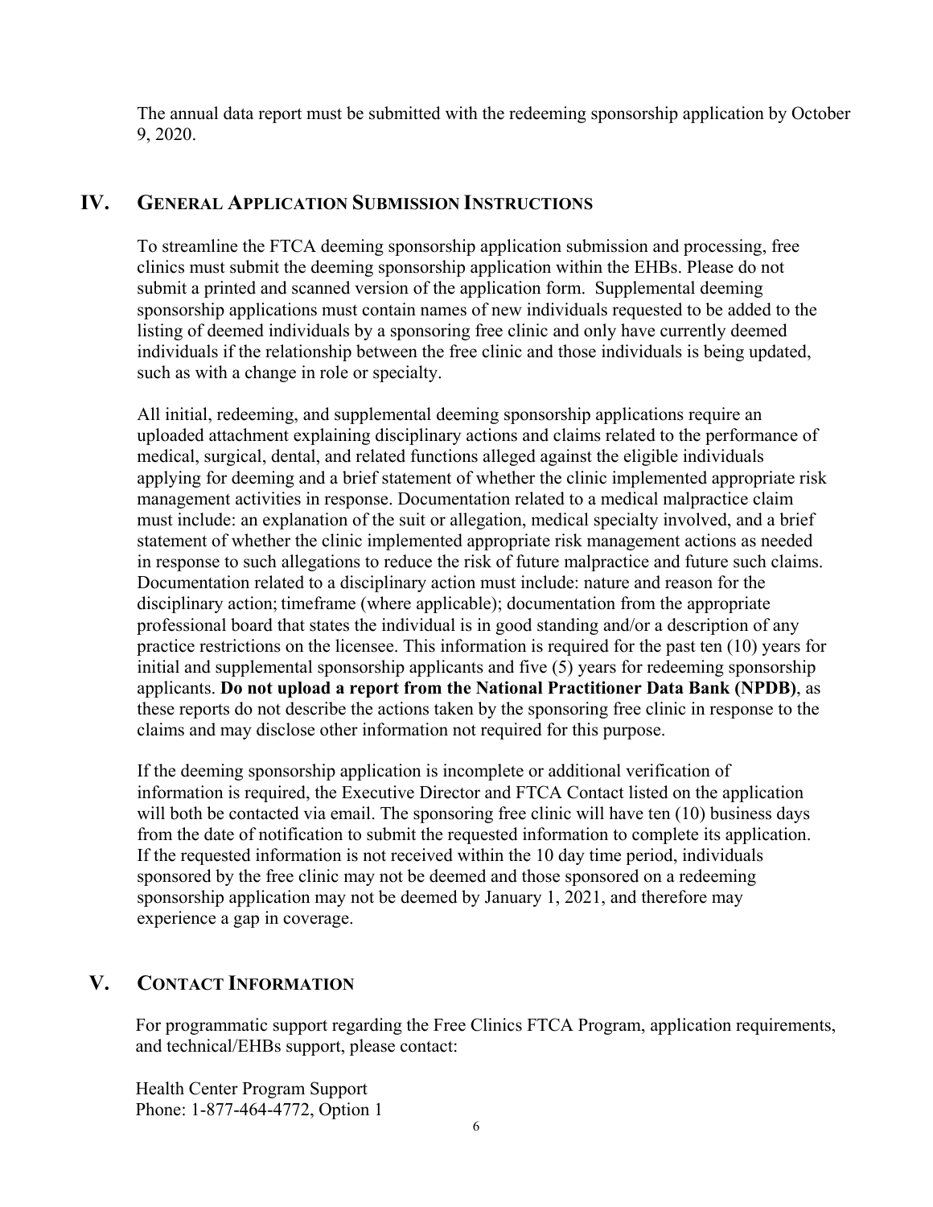The annual data report must be submitted with the redeeming sponsorship application by October 9, 2020.

## IV. General Application Submission Instructions

To streamline the FTCA deeming sponsorship application submission and processing, free clinics must submit the deeming sponsorship application within the EHBs. Please do not submit a printed and scanned version of the application form. Supplemental deeming sponsorship applications must contain names of new individuals requested to be added to the listing of deemed individuals by a sponsoring free clinic and only have currently deemed individuals if the relationship between the free clinic and those individuals is being updated, such as with a change in role or specialty.

All initial, redeeming, and supplemental deeming sponsorship applications require an uploaded attachment explaining disciplinary actions and claims related to the performance of medical, surgical, dental, and related functions alleged against the eligible individuals applying for deeming and a brief statement of whether the clinic implemented appropriate risk management activities in response. Documentation related to a medical malpractice claim must include: an explanation of the suit or allegation, medical specialty involved, and a brief statement of whether the clinic implemented appropriate risk management actions as needed in response to such allegations to reduce the risk of future malpractice and future such claims. Documentation related to a disciplinary action must include: nature and reason for the disciplinary action; timeframe (where applicable); documentation from the appropriate professional board that states the individual is in good standing and/or a description of any practice restrictions on the licensee. This information is required for the past ten (10) years for initial and supplemental sponsorship applicants and five (5) years for redeeming sponsorship applicants. **Do not upload a report from the National Practitioner Data Bank (NPDB)**, as these reports do not describe the actions taken by the sponsoring free clinic in response to the claims and may disclose other information not required for this purpose.

If the deeming sponsorship application is incomplete or additional verification of information is required, the Executive Director and FTCA Contact listed on the application will both be contacted via email. The sponsoring free clinic will have ten (10) business days from the date of notification to submit the requested information to complete its application. If the requested information is not received within the 10 day time period, individuals sponsored by the free clinic may not be deemed and those sponsored on a redeeming sponsorship application may not be deemed by January 1, 2021, and therefore may experience a gap in coverage.

## V. Contact Information

For programmatic support regarding the Free Clinics FTCA Program, application requirements, and technical/EHBs support, please contact:

Health Center Program Support
Phone: 1-877-464-4772, Option 1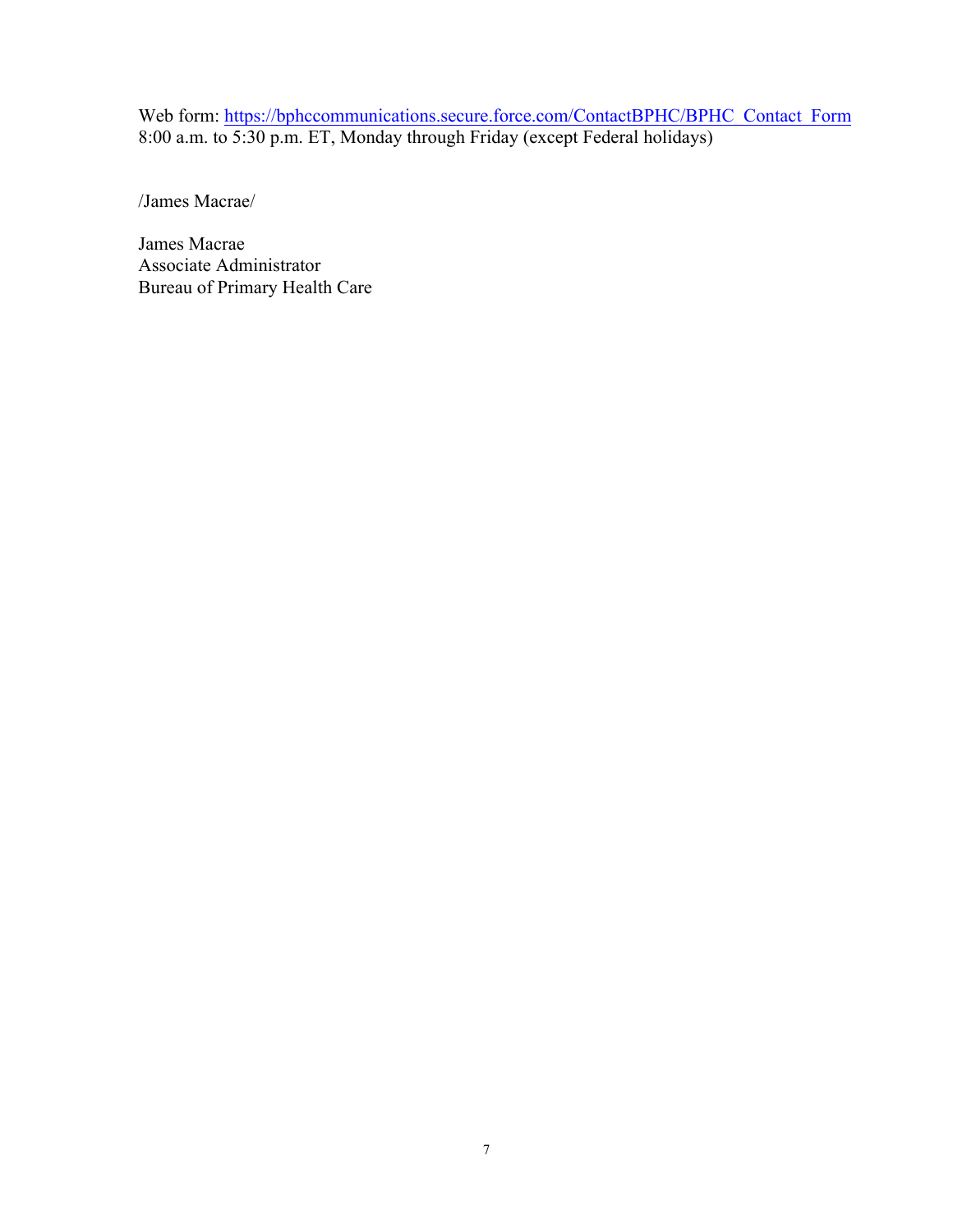Web form: https://bphccommunications.secure.force.com/ContactBPHC/BPHC_Contact_Form
8:00 a.m. to 5:30 p.m. ET, Monday through Friday (except Federal holidays)

/James Macrae/

James Macrae
Associate Administrator
Bureau of Primary Health Care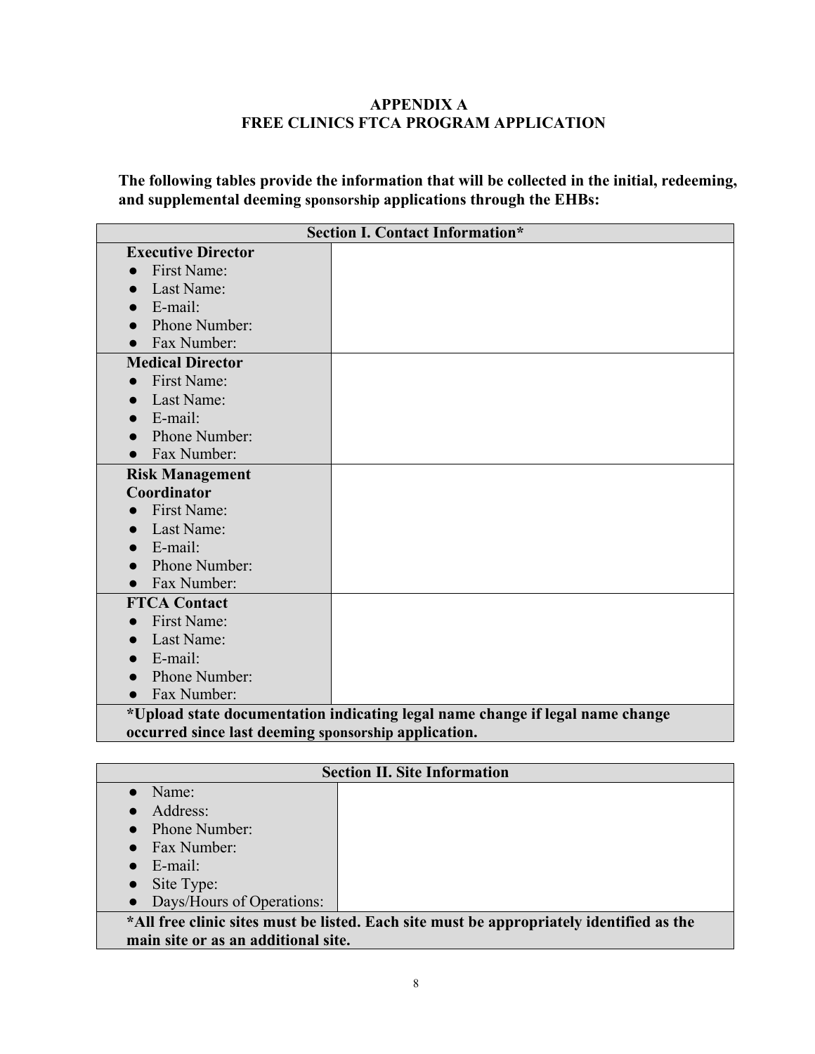# APPENDIX A
# FREE CLINICS FTCA PROGRAM APPLICATION

**The following tables provide the information that will be collected in the initial, redeeming, and supplemental deeming sponsorship applications through the EHBs:**

| Section I. Contact Information* | |
|---|---|
| **Executive Director**<br>● First Name:<br>● Last Name:<br>● E-mail:<br>● Phone Number:<br>● Fax Number: | |
| **Medical Director**<br>● First Name:<br>● Last Name:<br>● E-mail:<br>● Phone Number:<br>● Fax Number: | |
| **Risk Management Coordinator**<br>● First Name:<br>● Last Name:<br>● E-mail:<br>● Phone Number:<br>● Fax Number: | |
| **FTCA Contact**<br>● First Name:<br>● Last Name:<br>● E-mail:<br>● Phone Number:<br>● Fax Number: | |
| ***Upload state documentation indicating legal name change if legal name change occurred since last deeming sponsorship application.** | |

| Section II. Site Information | |
|---|---|
| ● Name:<br>● Address:<br>● Phone Number:<br>● Fax Number:<br>● E-mail:<br>● Site Type:<br>● Days/Hours of Operations: | |
| ***All free clinic sites must be listed. Each site must be appropriately identified as the main site or as an additional site.** | |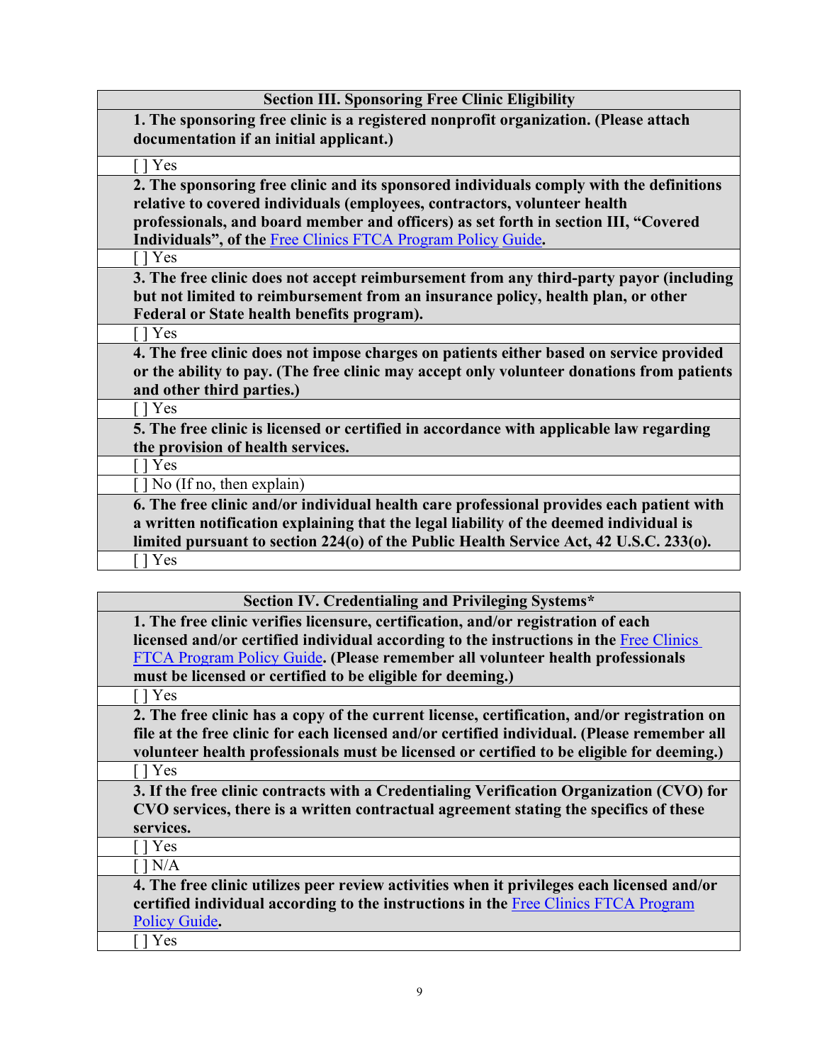| Section III. Sponsoring Free Clinic Eligibility |
|---|
| **1. The sponsoring free clinic is a registered nonprofit organization. (Please attach documentation if an initial applicant.)** |
| [ ] Yes |
| **2. The sponsoring free clinic and its sponsored individuals comply with the definitions relative to covered individuals (employees, contractors, volunteer health professionals, and board member and officers) as set forth in section III, "Covered Individuals", of the Free Clinics FTCA Program Policy Guide.** |
| [ ] Yes |
| **3. The free clinic does not accept reimbursement from any third-party payor (including but not limited to reimbursement from an insurance policy, health plan, or other Federal or State health benefits program).** |
| [ ] Yes |
| **4. The free clinic does not impose charges on patients either based on service provided or the ability to pay. (The free clinic may accept only volunteer donations from patients and other third parties.)** |
| [ ] Yes |
| **5. The free clinic is licensed or certified in accordance with applicable law regarding the provision of health services.** |
| [ ] Yes |
| [ ] No (If no, then explain) |
| **6. The free clinic and/or individual health care professional provides each patient with a written notification explaining that the legal liability of the deemed individual is limited pursuant to section 224(o) of the Public Health Service Act, 42 U.S.C. 233(o).** |
| [ ] Yes |

| Section IV. Credentialing and Privileging Systems* |
|---|
| **1. The free clinic verifies licensure, certification, and/or registration of each licensed and/or certified individual according to the instructions in the Free Clinics FTCA Program Policy Guide. (Please remember all volunteer health professionals must be licensed or certified to be eligible for deeming.)** |
| [ ] Yes |
| **2. The free clinic has a copy of the current license, certification, and/or registration on file at the free clinic for each licensed and/or certified individual. (Please remember all volunteer health professionals must be licensed or certified to be eligible for deeming.)** |
| [ ] Yes |
| **3. If the free clinic contracts with a Credentialing Verification Organization (CVO) for CVO services, there is a written contractual agreement stating the specifics of these services.** |
| [ ] Yes |
| [ ] N/A |
| **4. The free clinic utilizes peer review activities when it privileges each licensed and/or certified individual according to the instructions in the Free Clinics FTCA Program Policy Guide.** |
| [ ] Yes |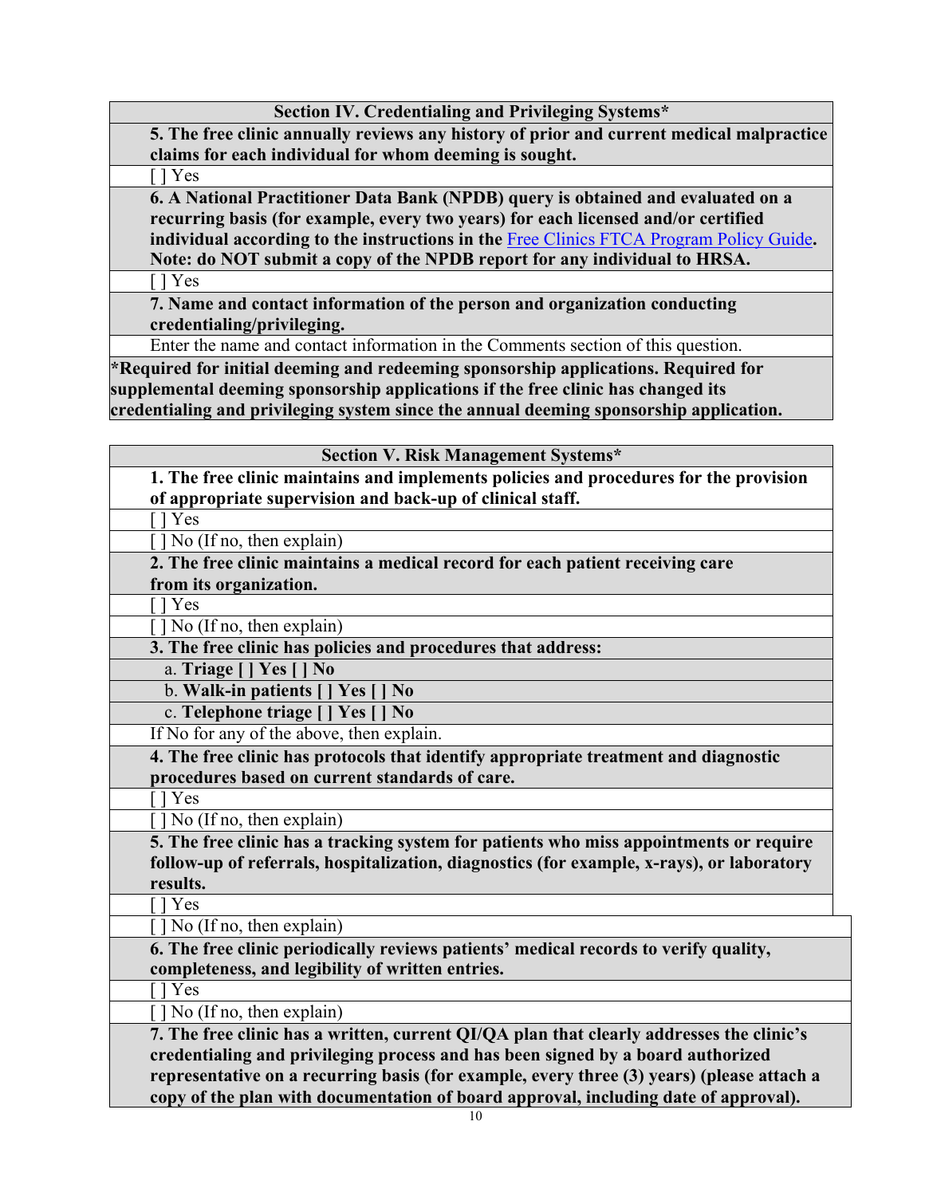### Section IV. Credentialing and Privileging Systems*

**5. The free clinic annually reviews any history of prior and current medical malpractice claims for each individual for whom deeming is sought.**

[ ] Yes

**6. A National Practitioner Data Bank (NPDB) query is obtained and evaluated on a recurring basis (for example, every two years) for each licensed and/or certified individual according to the instructions in the Free Clinics FTCA Program Policy Guide. Note: do NOT submit a copy of the NPDB report for any individual to HRSA.**

[ ] Yes

**7. Name and contact information of the person and organization conducting credentialing/privileging.**

Enter the name and contact information in the Comments section of this question.

***Required for initial deeming and redeeming sponsorship applications. Required for supplemental deeming sponsorship applications if the free clinic has changed its credentialing and privileging system since the annual deeming sponsorship application.**

### Section V. Risk Management Systems*

**1. The free clinic maintains and implements policies and procedures for the provision of appropriate supervision and back-up of clinical staff.**

[ ] Yes

[ ] No (If no, then explain)

**2. The free clinic maintains a medical record for each patient receiving care from its organization.**

[ ] Yes

[ ] No (If no, then explain)

**3. The free clinic has policies and procedures that address:**

a. **Triage [ ] Yes [ ] No**

b. **Walk-in patients [ ] Yes [ ] No**

c. **Telephone triage [ ] Yes [ ] No**

If No for any of the above, then explain.

**4. The free clinic has protocols that identify appropriate treatment and diagnostic procedures based on current standards of care.**

[ ] Yes

[ ] No (If no, then explain)

**5. The free clinic has a tracking system for patients who miss appointments or require follow-up of referrals, hospitalization, diagnostics (for example, x-rays), or laboratory results.**

[ ] Yes

[ ] No (If no, then explain)

**6. The free clinic periodically reviews patients' medical records to verify quality, completeness, and legibility of written entries.**

[ ] Yes

[ ] No (If no, then explain)

**7. The free clinic has a written, current QI/QA plan that clearly addresses the clinic's credentialing and privileging process and has been signed by a board authorized representative on a recurring basis (for example, every three (3) years) (please attach a copy of the plan with documentation of board approval, including date of approval).**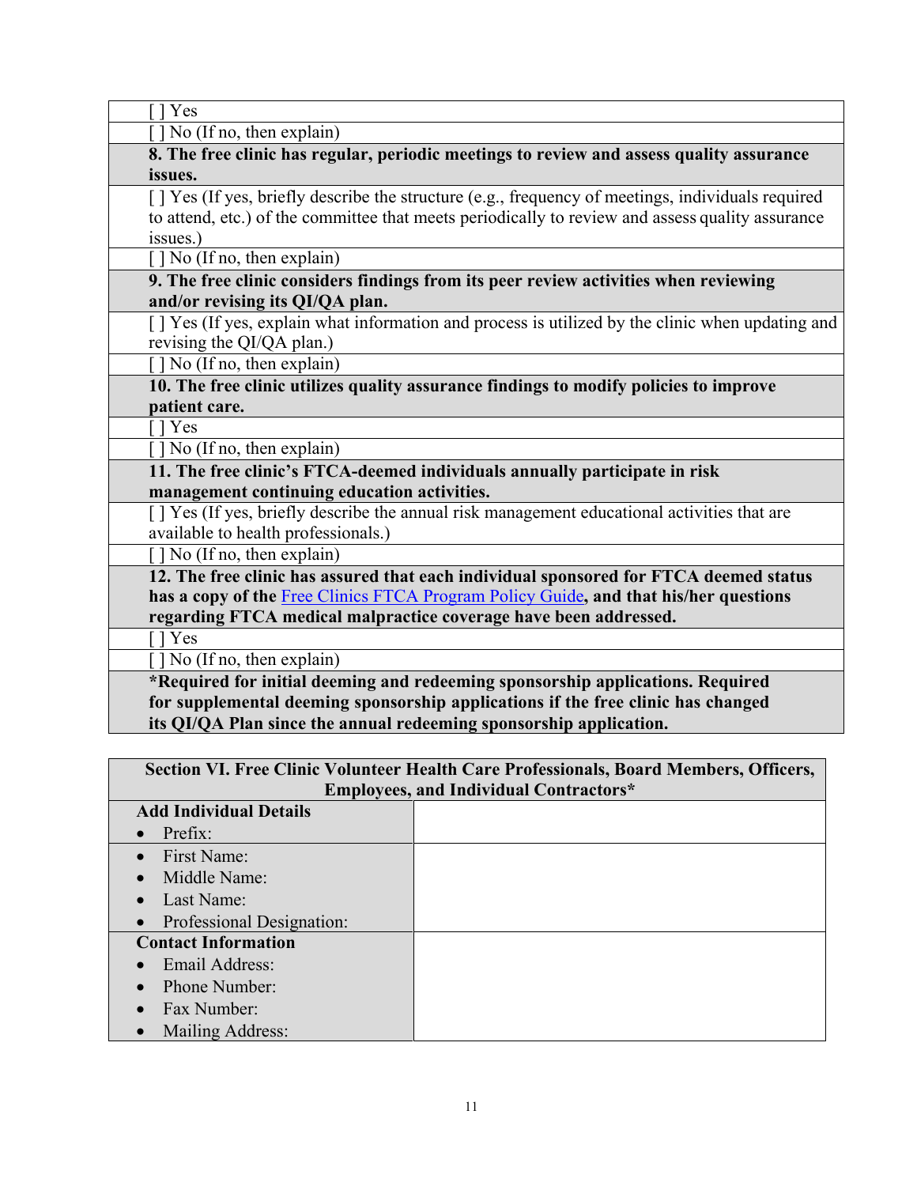| [ ] Yes |
|---|
| [ ] No (If no, then explain) |
| **8. The free clinic has regular, periodic meetings to review and assess quality assurance issues.** |
| [ ] Yes (If yes, briefly describe the structure (e.g., frequency of meetings, individuals required to attend, etc.) of the committee that meets periodically to review and assess quality assurance issues.) |
| [ ] No (If no, then explain) |
| **9. The free clinic considers findings from its peer review activities when reviewing and/or revising its QI/QA plan.** |
| [ ] Yes (If yes, explain what information and process is utilized by the clinic when updating and revising the QI/QA plan.) |
| [ ] No (If no, then explain) |
| **10. The free clinic utilizes quality assurance findings to modify policies to improve patient care.** |
| [ ] Yes |
| [ ] No (If no, then explain) |
| **11. The free clinic's FTCA-deemed individuals annually participate in risk management continuing education activities.** |
| [ ] Yes (If yes, briefly describe the annual risk management educational activities that are available to health professionals.) |
| [ ] No (If no, then explain) |
| **12. The free clinic has assured that each individual sponsored for FTCA deemed status has a copy of the Free Clinics FTCA Program Policy Guide, and that his/her questions regarding FTCA medical malpractice coverage have been addressed.** |
| [ ] Yes |
| [ ] No (If no, then explain) |
| **\*Required for initial deeming and redeeming sponsorship applications. Required for supplemental deeming sponsorship applications if the free clinic has changed its QI/QA Plan since the annual redeeming sponsorship application.** |

| **Section VI. Free Clinic Volunteer Health Care Professionals, Board Members, Officers, Employees, and Individual Contractors*** | |
|---|---|
| **Add Individual Details**<br>• Prefix: | |
| • First Name:<br>• Middle Name:<br>• Last Name:<br>• Professional Designation: | |
| **Contact Information**<br>• Email Address:<br>• Phone Number:<br>• Fax Number:<br>• Mailing Address: | |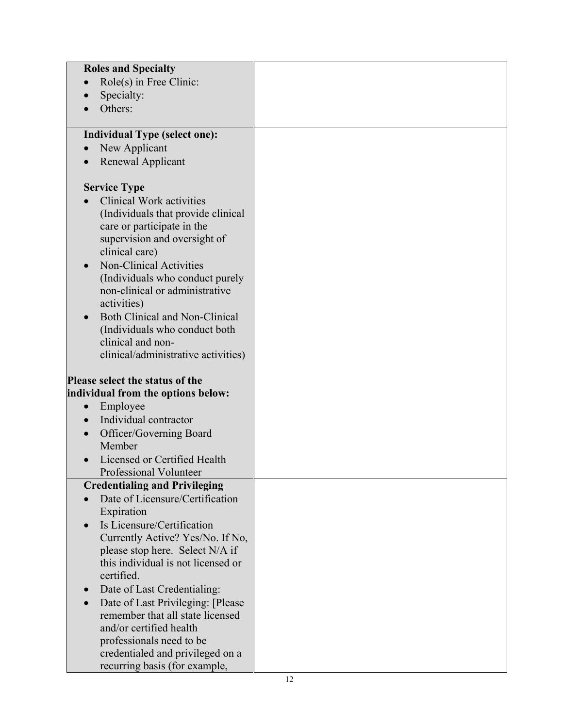| **Roles and Specialty**<br>• Role(s) in Free Clinic:<br>• Specialty:<br>• Others: | |
| --- | --- |
| **Individual Type (select one):**<br>• New Applicant<br>• Renewal Applicant<br><br>**Service Type**<br>• Clinical Work activities (Individuals that provide clinical care or participate in the supervision and oversight of clinical care)<br>• Non-Clinical Activities (Individuals who conduct purely non-clinical or administrative activities)<br>• Both Clinical and Non-Clinical (Individuals who conduct both clinical and non-clinical/administrative activities)<br><br>**Please select the status of the individual from the options below:**<br>• Employee<br>• Individual contractor<br>• Officer/Governing Board Member<br>• Licensed or Certified Health Professional Volunteer | |
| **Credentialing and Privileging**<br>• Date of Licensure/Certification Expiration<br>• Is Licensure/Certification Currently Active? Yes/No. If No, please stop here. Select N/A if this individual is not licensed or certified.<br>• Date of Last Credentialing:<br>• Date of Last Privileging: [Please remember that all state licensed and/or certified health professionals need to be credentialed and privileged on a recurring basis (for example, | |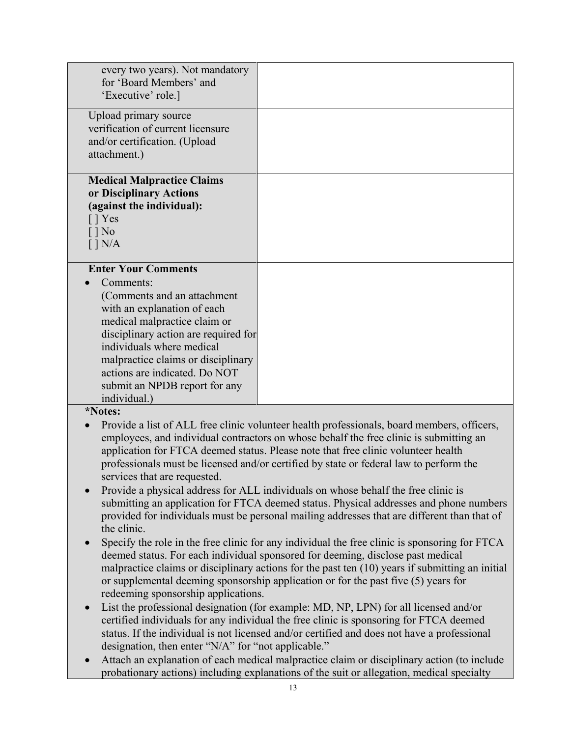| | |
|---|---|
| every two years). Not mandatory for 'Board Members' and 'Executive' role.] | |
| Upload primary source verification of current licensure and/or certification. (Upload attachment.) | |
| **Medical Malpractice Claims or Disciplinary Actions (against the individual):**<br>[ ] Yes<br>[ ] No<br>[ ] N/A | |
| **Enter Your Comments**<br>• Comments:<br>(Comments and an attachment with an explanation of each medical malpractice claim or disciplinary action are required for individuals where medical malpractice claims or disciplinary actions are indicated. Do NOT submit an NPDB report for any individual.) | |

**\*Notes:**

- Provide a list of ALL free clinic volunteer health professionals, board members, officers, employees, and individual contractors on whose behalf the free clinic is submitting an application for FTCA deemed status. Please note that free clinic volunteer health professionals must be licensed and/or certified by state or federal law to perform the services that are requested.
- Provide a physical address for ALL individuals on whose behalf the free clinic is submitting an application for FTCA deemed status. Physical addresses and phone numbers provided for individuals must be personal mailing addresses that are different than that of the clinic.
- Specify the role in the free clinic for any individual the free clinic is sponsoring for FTCA deemed status. For each individual sponsored for deeming, disclose past medical malpractice claims or disciplinary actions for the past ten (10) years if submitting an initial or supplemental deeming sponsorship application or for the past five (5) years for redeeming sponsorship applications.
- List the professional designation (for example: MD, NP, LPN) for all licensed and/or certified individuals for any individual the free clinic is sponsoring for FTCA deemed status. If the individual is not licensed and/or certified and does not have a professional designation, then enter "N/A" for "not applicable."
- Attach an explanation of each medical malpractice claim or disciplinary action (to include probationary actions) including explanations of the suit or allegation, medical specialty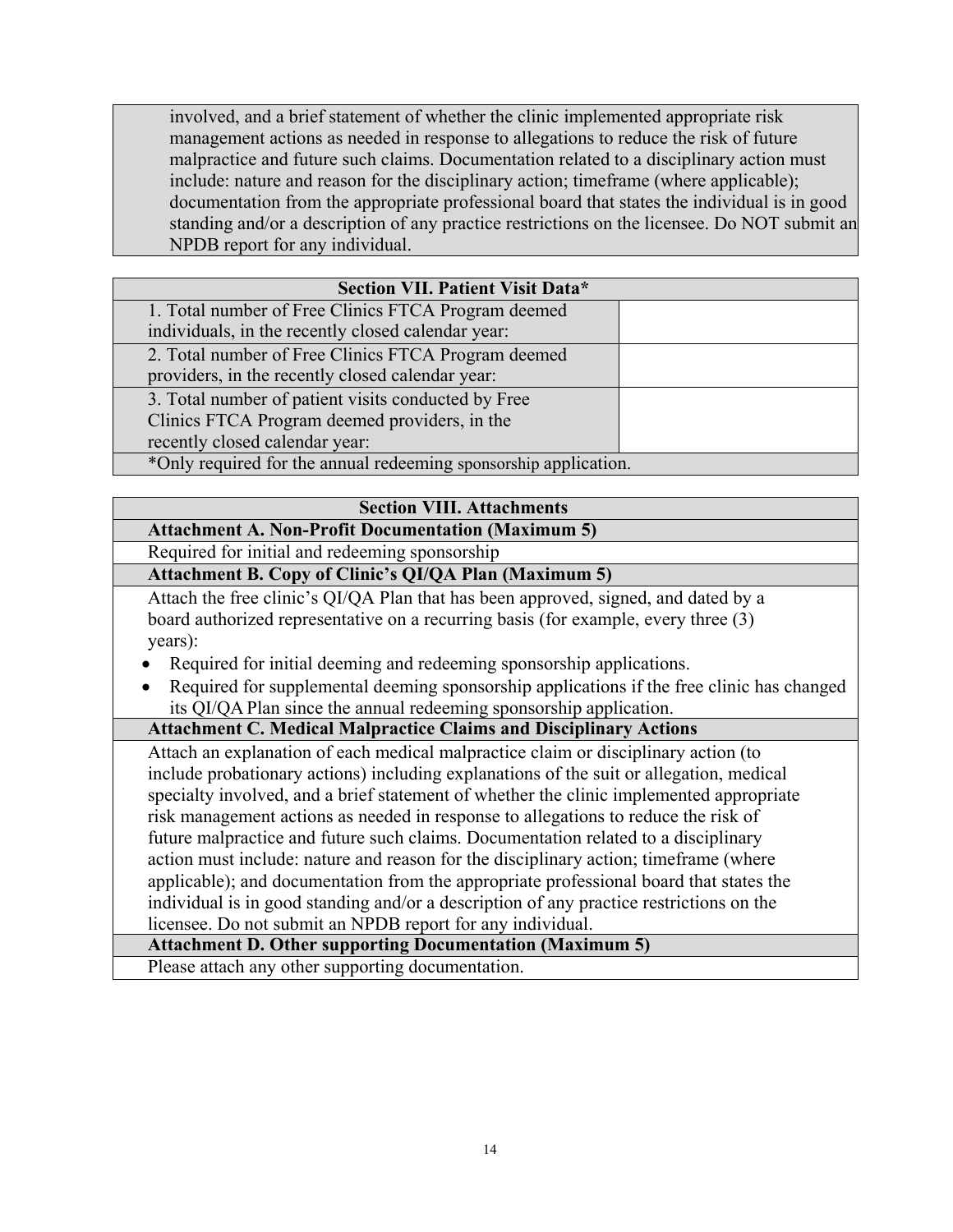| |
|---|
| involved, and a brief statement of whether the clinic implemented appropriate risk management actions as needed in response to allegations to reduce the risk of future malpractice and future such claims. Documentation related to a disciplinary action must include: nature and reason for the disciplinary action; timeframe (where applicable); documentation from the appropriate professional board that states the individual is in good standing and/or a description of any practice restrictions on the licensee. Do NOT submit an NPDB report for any individual. |

| **Section VII. Patient Visit Data*** | |
|---|---|
| 1. Total number of Free Clinics FTCA Program deemed individuals, in the recently closed calendar year: | |
| 2. Total number of Free Clinics FTCA Program deemed providers, in the recently closed calendar year: | |
| 3. Total number of patient visits conducted by Free Clinics FTCA Program deemed providers, in the recently closed calendar year: | |
| *Only required for the annual redeeming sponsorship application. | |

| **Section VIII. Attachments** |
|---|
| **Attachment A. Non-Profit Documentation (Maximum 5)** |
| Required for initial and redeeming sponsorship |
| **Attachment B. Copy of Clinic's QI/QA Plan (Maximum 5)** |
| Attach the free clinic's QI/QA Plan that has been approved, signed, and dated by a board authorized representative on a recurring basis (for example, every three (3) years): <br>• Required for initial deeming and redeeming sponsorship applications. <br>• Required for supplemental deeming sponsorship applications if the free clinic has changed its QI/QA Plan since the annual redeeming sponsorship application. |
| **Attachment C. Medical Malpractice Claims and Disciplinary Actions** |
| Attach an explanation of each medical malpractice claim or disciplinary action (to include probationary actions) including explanations of the suit or allegation, medical specialty involved, and a brief statement of whether the clinic implemented appropriate risk management actions as needed in response to allegations to reduce the risk of future malpractice and future such claims. Documentation related to a disciplinary action must include: nature and reason for the disciplinary action; timeframe (where applicable); and documentation from the appropriate professional board that states the individual is in good standing and/or a description of any practice restrictions on the licensee. Do not submit an NPDB report for any individual. |
| **Attachment D. Other supporting Documentation (Maximum 5)** |
| Please attach any other supporting documentation. |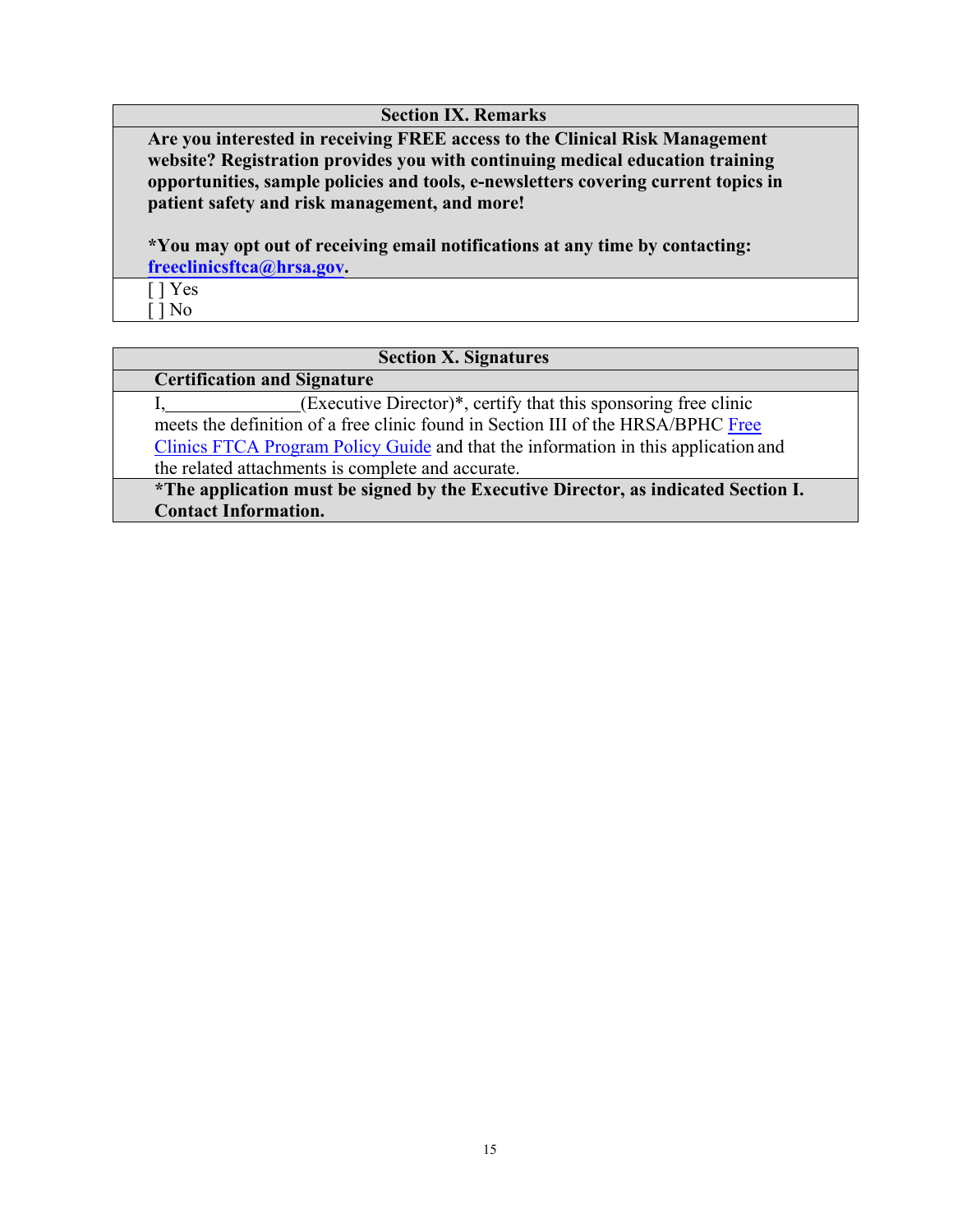| Section IX. Remarks |
| --- |
| **Are you interested in receiving FREE access to the Clinical Risk Management website? Registration provides you with continuing medical education training opportunities, sample policies and tools, e-newsletters covering current topics in patient safety and risk management, and more!**<br><br>**\*You may opt out of receiving email notifications at any time by contacting: [freeclinicsftca@hrsa.gov](mailto:freeclinicsftca@hrsa.gov).** |
| [ ] Yes<br>[ ] No |

| Section X. Signatures |
| --- |
| **Certification and Signature** |
| I,______________(Executive Director)\*, certify that this sponsoring free clinic meets the definition of a free clinic found in Section III of the HRSA/BPHC Free Clinics FTCA Program Policy Guide and that the information in this application and the related attachments is complete and accurate. |
| **\*The application must be signed by the Executive Director, as indicated Section I. Contact Information.** |